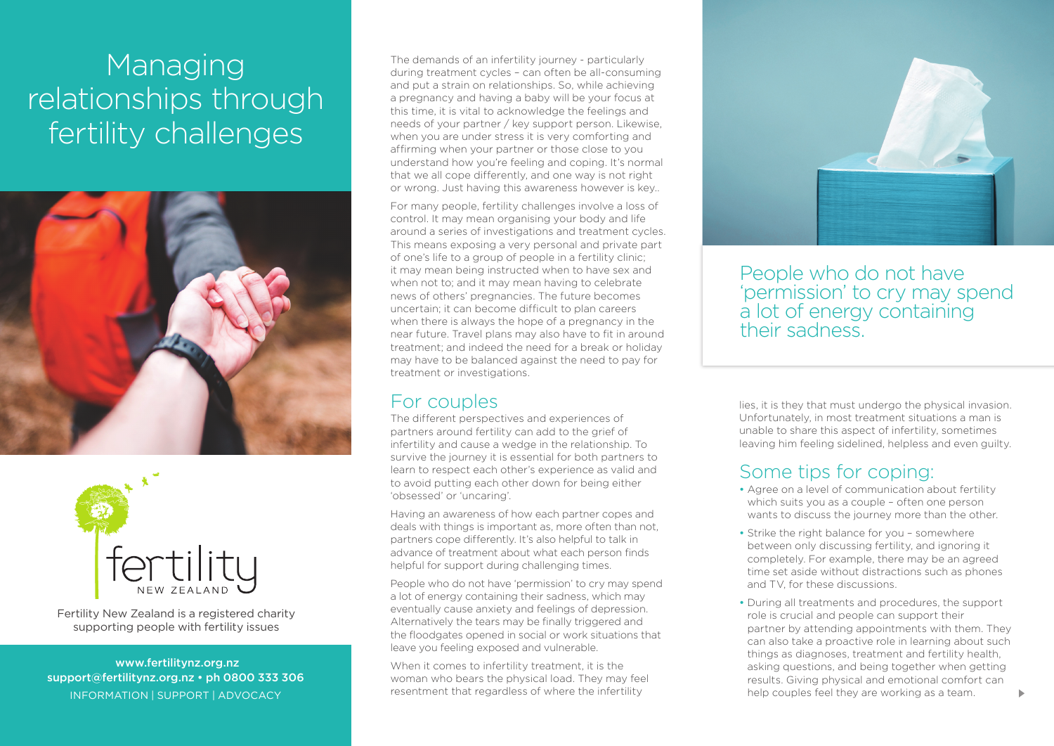# Managing relationships through fertility challenges

fertility NEW ZEALAND

Fertility New Zealand is a registered charity supporting people with fertility issues

www.fertilitynz.org.nz
support@fertilitynz.org.nz • ph 0800 333 306
INFORMATION | SUPPORT | ADVOCACY

The demands of an infertility journey - particularly during treatment cycles – can often be all-consuming and put a strain on relationships. So, while achieving a pregnancy and having a baby will be your focus at this time, it is vital to acknowledge the feelings and needs of your partner / key support person. Likewise, when you are under stress it is very comforting and affirming when your partner or those close to you understand how you're feeling and coping. It's normal that we all cope differently, and one way is not right or wrong. Just having this awareness however is key..

For many people, fertility challenges involve a loss of control. It may mean organising your body and life around a series of investigations and treatment cycles. This means exposing a very personal and private part of one's life to a group of people in a fertility clinic; it may mean being instructed when to have sex and when not to; and it may mean having to celebrate news of others' pregnancies. The future becomes uncertain; it can become difficult to plan careers when there is always the hope of a pregnancy in the near future. Travel plans may also have to fit in around treatment; and indeed the need for a break or holiday may have to be balanced against the need to pay for treatment or investigations.

## For couples

The different perspectives and experiences of partners around fertility can add to the grief of infertility and cause a wedge in the relationship. To survive the journey it is essential for both partners to learn to respect each other's experience as valid and to avoid putting each other down for being either 'obsessed' or 'uncaring'.

Having an awareness of how each partner copes and deals with things is important as, more often than not, partners cope differently. It's also helpful to talk in advance of treatment about what each person finds helpful for support during challenging times.

People who do not have 'permission' to cry may spend a lot of energy containing their sadness, which may eventually cause anxiety and feelings of depression. Alternatively the tears may be finally triggered and the floodgates opened in social or work situations that leave you feeling exposed and vulnerable.

When it comes to infertility treatment, it is the woman who bears the physical load. They may feel resentment that regardless of where the infertility lies, it is they that must undergo the physical invasion. Unfortunately, in most treatment situations a man is unable to share this aspect of infertility, sometimes leaving him feeling sidelined, helpless and even guilty.

People who do not have 'permission' to cry may spend a lot of energy containing their sadness.

## Some tips for coping:

- Agree on a level of communication about fertility which suits you as a couple – often one person wants to discuss the journey more than the other.
- Strike the right balance for you – somewhere between only discussing fertility, and ignoring it completely. For example, there may be an agreed time set aside without distractions such as phones and TV, for these discussions.
- During all treatments and procedures, the support role is crucial and people can support their partner by attending appointments with them. They can also take a proactive role in learning about such things as diagnoses, treatment and fertility health, asking questions, and being together when getting results. Giving physical and emotional comfort can help couples feel they are working as a team.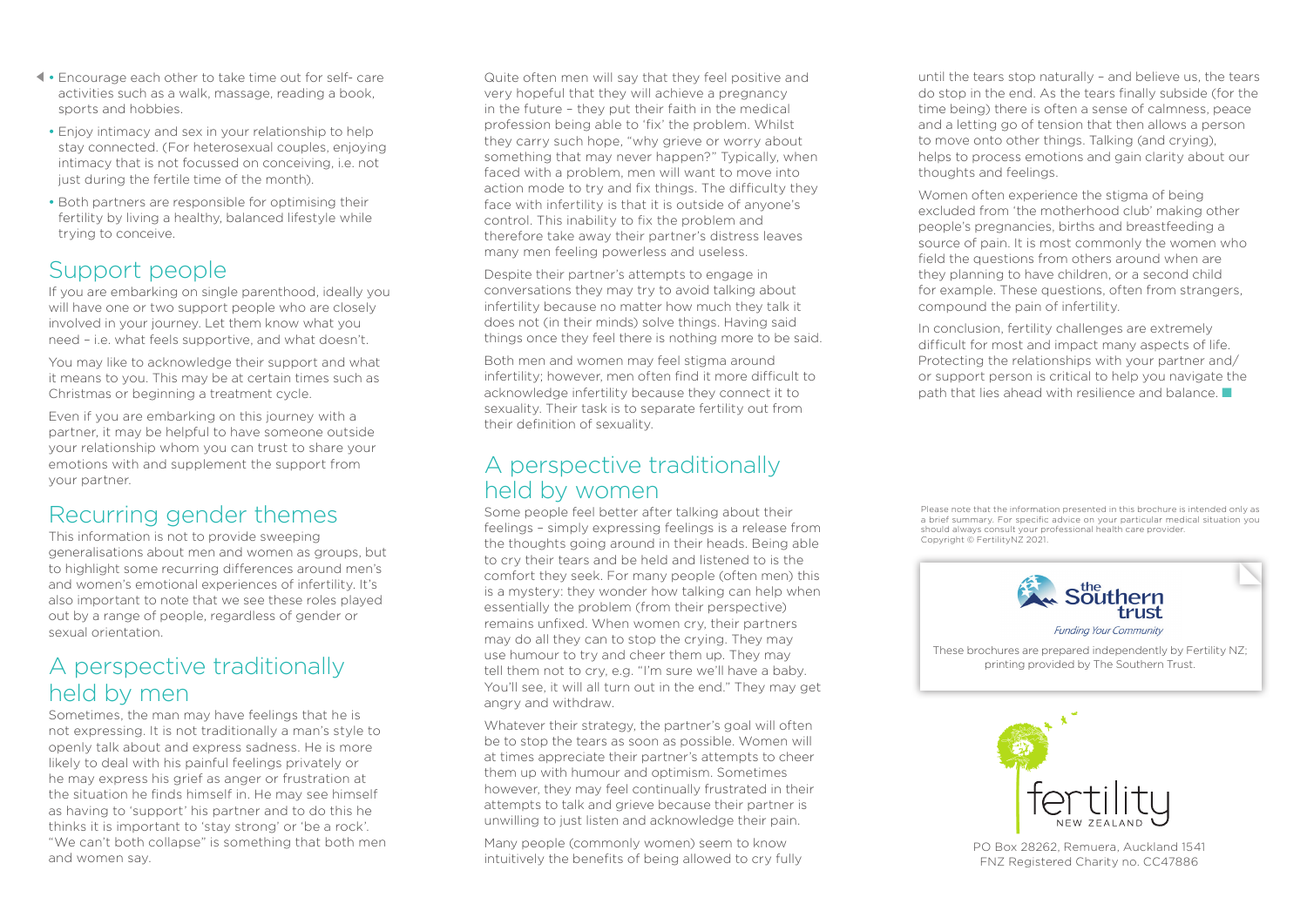- Encourage each other to take time out for self- care activities such as a walk, massage, reading a book, sports and hobbies.
- Enjoy intimacy and sex in your relationship to help stay connected. (For heterosexual couples, enjoying intimacy that is not focussed on conceiving, i.e. not just during the fertile time of the month).
- Both partners are responsible for optimising their fertility by living a healthy, balanced lifestyle while trying to conceive.

## Support people

If you are embarking on single parenthood, ideally you will have one or two support people who are closely involved in your journey. Let them know what you need – i.e. what feels supportive, and what doesn't.

You may like to acknowledge their support and what it means to you. This may be at certain times such as Christmas or beginning a treatment cycle.

Even if you are embarking on this journey with a partner, it may be helpful to have someone outside your relationship whom you can trust to share your emotions with and supplement the support from your partner.

## Recurring gender themes

This information is not to provide sweeping generalisations about men and women as groups, but to highlight some recurring differences around men's and women's emotional experiences of infertility. It's also important to note that we see these roles played out by a range of people, regardless of gender or sexual orientation.

## A perspective traditionally held by men

Sometimes, the man may have feelings that he is not expressing. It is not traditionally a man's style to openly talk about and express sadness. He is more likely to deal with his painful feelings privately or he may express his grief as anger or frustration at the situation he finds himself in. He may see himself as having to 'support' his partner and to do this he thinks it is important to 'stay strong' or 'be a rock'. "We can't both collapse" is something that both men and women say.

Quite often men will say that they feel positive and very hopeful that they will achieve a pregnancy in the future – they put their faith in the medical profession being able to 'fix' the problem. Whilst they carry such hope, "why grieve or worry about something that may never happen?" Typically, when faced with a problem, men will want to move into action mode to try and fix things. The difficulty they face with infertility is that it is outside of anyone's control. This inability to fix the problem and therefore take away their partner's distress leaves many men feeling powerless and useless.

Despite their partner's attempts to engage in conversations they may try to avoid talking about infertility because no matter how much they talk it does not (in their minds) solve things. Having said things once they feel there is nothing more to be said.

Both men and women may feel stigma around infertility; however, men often find it more difficult to acknowledge infertility because they connect it to sexuality. Their task is to separate fertility out from their definition of sexuality.

## A perspective traditionally held by women

Some people feel better after talking about their feelings – simply expressing feelings is a release from the thoughts going around in their heads. Being able to cry their tears and be held and listened to is the comfort they seek. For many people (often men) this is a mystery: they wonder how talking can help when essentially the problem (from their perspective) remains unfixed. When women cry, their partners may do all they can to stop the crying. They may use humour to try and cheer them up. They may tell them not to cry, e.g. "I'm sure we'll have a baby. You'll see, it will all turn out in the end." They may get angry and withdraw.

Whatever their strategy, the partner's goal will often be to stop the tears as soon as possible. Women will at times appreciate their partner's attempts to cheer them up with humour and optimism. Sometimes however, they may feel continually frustrated in their attempts to talk and grieve because their partner is unwilling to just listen and acknowledge their pain.

Many people (commonly women) seem to know intuitively the benefits of being allowed to cry fully until the tears stop naturally – and believe us, the tears do stop in the end. As the tears finally subside (for the time being) there is often a sense of calmness, peace and a letting go of tension that then allows a person to move onto other things. Talking (and crying), helps to process emotions and gain clarity about our thoughts and feelings.

Women often experience the stigma of being excluded from 'the motherhood club' making other people's pregnancies, births and breastfeeding a source of pain. It is most commonly the women who field the questions from others around when are they planning to have children, or a second child for example. These questions, often from strangers, compound the pain of infertility.

In conclusion, fertility challenges are extremely difficult for most and impact many aspects of life. Protecting the relationships with your partner and/or support person is critical to help you navigate the path that lies ahead with resilience and balance.

Please note that the information presented in this brochure is intended only as a brief summary. For specific advice on your particular medical situation you should always consult your professional health care provider. Copyright © FertilityNZ 2021.

the Southern trust
*Funding Your Community*

These brochures are prepared independently by Fertility NZ; printing provided by The Southern Trust.

fertility NEW ZEALAND

PO Box 28262, Remuera, Auckland 1541
FNZ Registered Charity no. CC47886